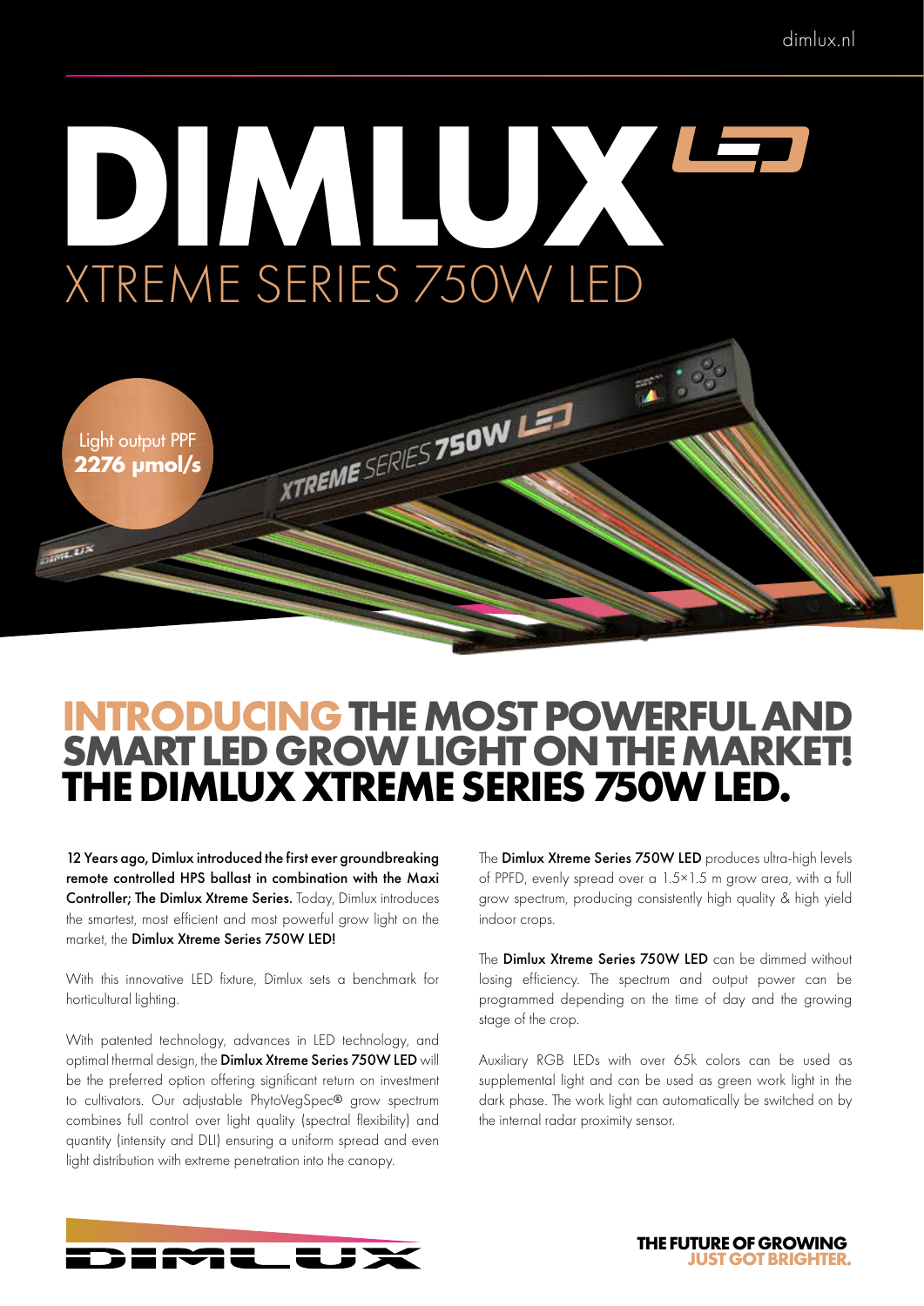# DIMLUX

## XTREME SERIES 750W LED

Light output PPF
**2276 µmol/s**

## INTRODUCING THE MOST POWERFUL AND SMART LED GROW LIGHT ON THE MARKET! THE DIMLUX XTREME SERIES 750W LED.

12 Years ago, Dimlux introduced the first ever groundbreaking remote controlled HPS ballast in combination with the Maxi Controller; The Dimlux Xtreme Series. Today, Dimlux introduces the smartest, most efficient and most powerful grow light on the market, the **Dimlux Xtreme Series 750W LED!**

With this innovative LED fixture, Dimlux sets a benchmark for horticultural lighting.

With patented technology, advances in LED technology, and optimal thermal design, the **Dimlux Xtreme Series 750W LED** will be the preferred option offering significant return on investment to cultivators. Our adjustable PhytoVegSpec® grow spectrum combines full control over light quality (spectral flexibility) and quantity (intensity and DLI) ensuring a uniform spread and even light distribution with extreme penetration into the canopy.

The **Dimlux Xtreme Series 750W LED** produces ultra-high levels of PPFD, evenly spread over a 1.5×1.5 m grow area, with a full grow spectrum, producing consistently high quality & high yield indoor crops.

The **Dimlux Xtreme Series 750W LED** can be dimmed without losing efficiency. The spectrum and output power can be programmed depending on the time of day and the growing stage of the crop.

Auxiliary RGB LEDs with over 65k colors can be used as supplemental light and can be used as green work light in the dark phase. The work light can automatically be switched on by the internal radar proximity sensor.

**THE FUTURE OF GROWING JUST GOT BRIGHTER.**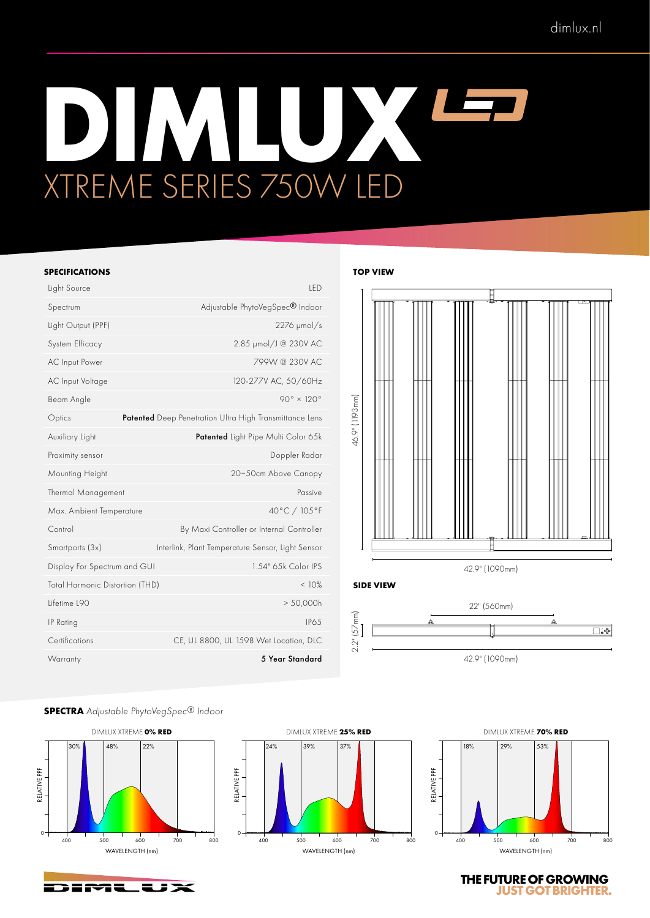dimlux.nl

# DIMLUX

## XTREME SERIES 750W LED

### SPECIFICATIONS

| | |
|---|---|
| Light Source | LED |
| Spectrum | Adjustable PhytoVegSpec® Indoor |
| Light Output (PPF) | 2276 μmol/s |
| System Efficacy | 2.85 μmol/J @ 230V AC |
| AC Input Power | 799W @ 230V AC |
| AC Input Voltage | 120-277V AC, 50/60Hz |
| Beam Angle | 90° × 120° |
| Optics | **Patented** Deep Penetration Ultra High Transmittance Lens |
| Auxiliary Light | **Patented** Light Pipe Multi Color 65k |
| Proximity sensor | Doppler Radar |
| Mounting Height | 20–50cm Above Canopy |
| Thermal Management | Passive |
| Max. Ambient Temperature | 40°C / 105°F |
| Control | By Maxi Controller or Internal Controller |
| Smartports (3x) | Interlink, Plant Temperature Sensor, Light Sensor |
| Display For Spectrum and GUI | 1.54" 65k Color IPS |
| Total Harmonic Distortion (THD) | < 10% |
| Lifetime L90 | > 50,000h |
| IP Rating | IP65 |
| Certifications | CE, UL 8800, UL 1598 Wet Location, DLC |
| Warranty | **5 Year Standard** |

### TOP VIEW

46.9" (1193mm)

42.9" (1090mm)

### SIDE VIEW

22" (560mm)

2.2" (57mm)

42.9" (1090mm)

### SPECTRA *Adjustable PhytoVegSpec® Indoor*

DIMLUX XTREME **0% RED**

30% 48% 22%

RELATIVE PPF

0

400 500 600 700 800

WAVELENGTH (nm)

DIMLUX XTREME **25% RED**

24% 39% 37%

RELATIVE PPF

0

400 500 600 700 800

WAVELENGTH (nm)

DIMLUX XTREME **70% RED**

18% 29% 53%

RELATIVE PPF

0

400 500 600 700 800

WAVELENGTH (nm)

**THE FUTURE OF GROWING**
**JUST GOT BRIGHTER.**